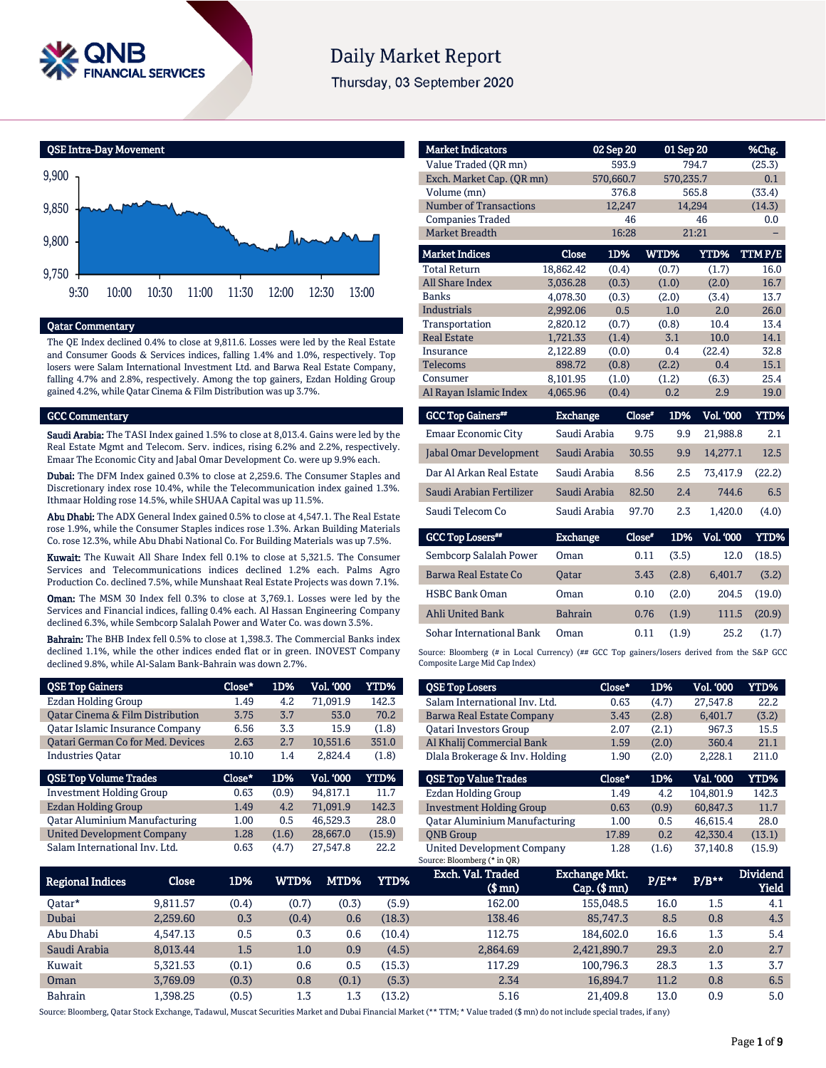# Daily Market Report

Thursday, 03 September 2020

## QSE Intra-Day Movement

## Qatar Commentary

The QE Index declined 0.4% to close at 9,811.6. Losses were led by the Real Estate and Consumer Goods & Services indices, falling 1.4% and 1.0%, respectively. Top losers were Salam International Investment Ltd. and Barwa Real Estate Company, falling 4.7% and 2.8%, respectively. Among the top gainers, Ezdan Holding Group gained 4.2%, while Qatar Cinema & Film Distribution was up 3.7%.

## GCC Commentary

**Saudi Arabia:** The TASI Index gained 1.5% to close at 8,013.4. Gains were led by the Real Estate Mgmt and Telecom. Serv. indices, rising 6.2% and 2.2%, respectively. Emaar The Economic City and Jabal Omar Development Co. were up 9.9% each.

**Dubai:** The DFM Index gained 0.3% to close at 2,259.6. The Consumer Staples and Discretionary index rose 10.4%, while the Telecommunication index gained 1.3%. Ithmaar Holding rose 14.5%, while SHUAA Capital was up 11.5%.

**Abu Dhabi:** The ADX General Index gained 0.5% to close at 4,547.1. The Real Estate rose 1.9%, while the Consumer Staples indices rose 1.3%. Arkan Building Materials Co. rose 12.3%, while Abu Dhabi National Co. For Building Materials was up 7.5%.

**Kuwait:** The Kuwait All Share Index fell 0.1% to close at 5,321.5. The Consumer Services and Telecommunications indices declined 1.2% each. Palms Agro Production Co. declined 7.5%, while Munshaat Real Estate Projects was down 7.1%.

**Oman:** The MSM 30 Index fell 0.3% to close at 3,769.1. Losses were led by the Services and Financial indices, falling 0.4% each. Al Hassan Engineering Company declined 6.3%, while Sembcorp Salalah Power and Water Co. was down 3.5%.

**Bahrain:** The BHB Index fell 0.5% to close at 1,398.3. The Commercial Banks index declined 1.1%, while the other indices ended flat or in green. INOVEST Company declined 9.8%, while Al-Salam Bank-Bahrain was down 2.7%.

| Market Indicators | 02 Sep 20 | 01 Sep 20 | %Chg. |
|---|---|---|---|
| Value Traded (QR mn) | 593.9 | 794.7 | (25.3) |
| Exch. Market Cap. (QR mn) | 570,660.7 | 570,235.7 | 0.1 |
| Volume (mn) | 376.8 | 565.8 | (33.4) |
| Number of Transactions | 12,247 | 14,294 | (14.3) |
| Companies Traded | 46 | 46 | 0.0 |
| Market Breadth | 16:28 | 21:21 | – |

| Market Indices | Close | 1D% | WTD% | YTD% | TTM P/E |
|---|---|---|---|---|---|
| Total Return | 18,862.42 | (0.4) | (0.7) | (1.7) | 16.0 |
| All Share Index | 3,036.28 | (0.3) | (1.0) | (2.0) | 16.7 |
| Banks | 4,078.30 | (0.3) | (2.0) | (3.4) | 13.7 |
| Industrials | 2,992.06 | 0.5 | 1.0 | 2.0 | 26.0 |
| Transportation | 2,820.12 | (0.7) | (0.8) | 10.4 | 13.4 |
| Real Estate | 1,721.33 | (1.4) | 3.1 | 10.0 | 14.1 |
| Insurance | 2,122.89 | (0.0) | 0.4 | (22.4) | 32.8 |
| Telecoms | 898.72 | (0.8) | (2.2) | 0.4 | 15.1 |
| Consumer | 8,101.95 | (1.0) | (1.2) | (6.3) | 25.4 |
| Al Rayan Islamic Index | 4,065.96 | (0.4) | 0.2 | 2.9 | 19.0 |

| GCC Top Gainers## | Exchange | Close# | 1D% | Vol. '000 | YTD% |
|---|---|---|---|---|---|
| Emaar Economic City | Saudi Arabia | 9.75 | 9.9 | 21,988.8 | 2.1 |
| Jabal Omar Development | Saudi Arabia | 30.55 | 9.9 | 14,277.1 | 12.5 |
| Dar Al Arkan Real Estate | Saudi Arabia | 8.56 | 2.5 | 73,417.9 | (22.2) |
| Saudi Arabian Fertilizer | Saudi Arabia | 82.50 | 2.4 | 744.6 | 6.5 |
| Saudi Telecom Co | Saudi Arabia | 97.70 | 2.3 | 1,420.0 | (4.0) |

| GCC Top Losers## | Exchange | Close# | 1D% | Vol. '000 | YTD% |
|---|---|---|---|---|---|
| Sembcorp Salalah Power | Oman | 0.11 | (3.5) | 12.0 | (18.5) |
| Barwa Real Estate Co | Qatar | 3.43 | (2.8) | 6,401.7 | (3.2) |
| HSBC Bank Oman | Oman | 0.10 | (2.0) | 204.5 | (19.0) |
| Ahli United Bank | Bahrain | 0.76 | (1.9) | 111.5 | (20.9) |
| Sohar International Bank | Oman | 0.11 | (1.9) | 25.2 | (1.7) |

Source: Bloomberg (# in Local Currency) (## GCC Top gainers/losers derived from the S&P GCC Composite Large Mid Cap Index)

| QSE Top Gainers | Close* | 1D% | Vol. '000 | YTD% |
|---|---|---|---|---|
| Ezdan Holding Group | 1.49 | 4.2 | 71,091.9 | 142.3 |
| Qatar Cinema & Film Distribution | 3.75 | 3.7 | 53.0 | 70.2 |
| Qatar Islamic Insurance Company | 6.56 | 3.3 | 15.9 | (1.8) |
| Qatari German Co for Med. Devices | 2.63 | 2.7 | 10,551.6 | 351.0 |
| Industries Qatar | 10.10 | 1.4 | 2,824.4 | (1.8) |

| QSE Top Losers | Close* | 1D% | Vol. '000 | YTD% |
|---|---|---|---|---|
| Salam International Inv. Ltd. | 0.63 | (4.7) | 27,547.8 | 22.2 |
| Barwa Real Estate Company | 3.43 | (2.8) | 6,401.7 | (3.2) |
| Qatari Investors Group | 2.07 | (2.1) | 967.3 | 15.5 |
| Al Khalij Commercial Bank | 1.59 | (2.0) | 360.4 | 21.1 |
| Dlala Brokerage & Inv. Holding | 1.90 | (2.0) | 2,228.1 | 211.0 |

| QSE Top Volume Trades | Close* | 1D% | Vol. '000 | YTD% |
|---|---|---|---|---|
| Investment Holding Group | 0.63 | (0.9) | 94,817.1 | 11.7 |
| Ezdan Holding Group | 1.49 | 4.2 | 71,091.9 | 142.3 |
| Qatar Aluminium Manufacturing | 1.00 | 0.5 | 46,529.3 | 28.0 |
| United Development Company | 1.28 | (1.6) | 28,667.0 | (15.9) |
| Salam International Inv. Ltd. | 0.63 | (4.7) | 27,547.8 | 22.2 |

| QSE Top Value Trades | Close* | 1D% | Val. '000 | YTD% |
|---|---|---|---|---|
| Ezdan Holding Group | 1.49 | 4.2 | 104,801.9 | 142.3 |
| Investment Holding Group | 0.63 | (0.9) | 60,847.3 | 11.7 |
| Qatar Aluminium Manufacturing | 1.00 | 0.5 | 46,615.4 | 28.0 |
| QNB Group | 17.89 | 0.2 | 42,330.4 | (13.1) |
| United Development Company | 1.28 | (1.6) | 37,140.8 | (15.9) |

Source: Bloomberg (* in QR)

| Regional Indices | Close | 1D% | WTD% | MTD% | YTD% | Exch. Val. Traded ($ mn) | Exchange Mkt. Cap. ($ mn) | P/E** | P/B** | Dividend Yield |
|---|---|---|---|---|---|---|---|---|---|---|
| Qatar* | 9,811.57 | (0.4) | (0.7) | (0.3) | (5.9) | 162.00 | 155,048.5 | 16.0 | 1.5 | 4.1 |
| Dubai | 2,259.60 | 0.3 | (0.4) | 0.6 | (18.3) | 138.46 | 85,747.3 | 8.5 | 0.8 | 4.3 |
| Abu Dhabi | 4,547.13 | 0.5 | 0.3 | 0.6 | (10.4) | 112.75 | 184,602.0 | 16.6 | 1.3 | 5.4 |
| Saudi Arabia | 8,013.44 | 1.5 | 1.0 | 0.9 | (4.5) | 2,864.69 | 2,421,890.7 | 29.3 | 2.0 | 2.7 |
| Kuwait | 5,321.53 | (0.1) | 0.6 | 0.5 | (15.3) | 117.29 | 100,796.3 | 28.3 | 1.3 | 3.7 |
| Oman | 3,769.09 | (0.3) | 0.8 | (0.1) | (5.3) | 2.34 | 16,894.7 | 11.2 | 0.8 | 6.5 |
| Bahrain | 1,398.25 | (0.5) | 1.3 | 1.3 | (13.2) | 5.16 | 21,409.8 | 13.0 | 0.9 | 5.0 |

Source: Bloomberg, Qatar Stock Exchange, Tadawul, Muscat Securities Market and Dubai Financial Market (** TTM; * Value traded ($ mn) do not include special trades, if any)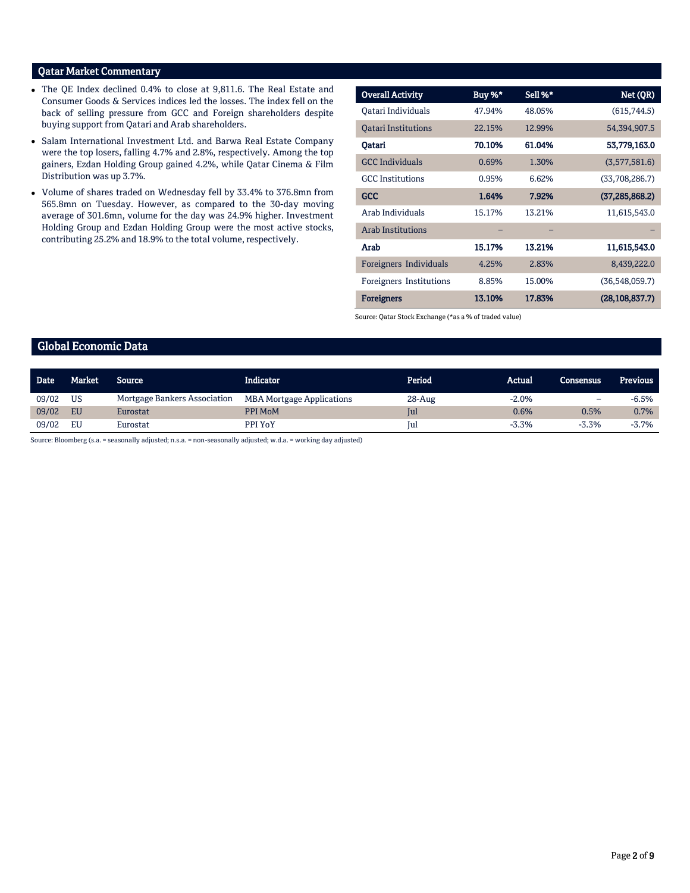## Qatar Market Commentary

- The QE Index declined 0.4% to close at 9,811.6. The Real Estate and Consumer Goods & Services indices led the losses. The index fell on the back of selling pressure from GCC and Foreign shareholders despite buying support from Qatari and Arab shareholders.
- Salam International Investment Ltd. and Barwa Real Estate Company were the top losers, falling 4.7% and 2.8%, respectively. Among the top gainers, Ezdan Holding Group gained 4.2%, while Qatar Cinema & Film Distribution was up 3.7%.
- Volume of shares traded on Wednesday fell by 33.4% to 376.8mn from 565.8mn on Tuesday. However, as compared to the 30-day moving average of 301.6mn, volume for the day was 24.9% higher. Investment Holding Group and Ezdan Holding Group were the most active stocks, contributing 25.2% and 18.9% to the total volume, respectively.

| Overall Activity | Buy %* | Sell %* | Net (QR) |
|---|---|---|---|
| Qatari Individuals | 47.94% | 48.05% | (615,744.5) |
| Qatari Institutions | 22.15% | 12.99% | 54,394,907.5 |
| **Qatari** | **70.10%** | **61.04%** | **53,779,163.0** |
| GCC Individuals | 0.69% | 1.30% | (3,577,581.6) |
| GCC Institutions | 0.95% | 6.62% | (33,708,286.7) |
| **GCC** | **1.64%** | **7.92%** | **(37,285,868.2)** |
| Arab Individuals | 15.17% | 13.21% | 11,615,543.0 |
| Arab Institutions | – | – | – |
| **Arab** | **15.17%** | **13.21%** | **11,615,543.0** |
| Foreigners Individuals | 4.25% | 2.83% | 8,439,222.0 |
| Foreigners Institutions | 8.85% | 15.00% | (36,548,059.7) |
| **Foreigners** | **13.10%** | **17.83%** | **(28,108,837.7)** |

Source: Qatar Stock Exchange (*as a % of traded value)

## Global Economic Data

| Date | Market | Source | Indicator | Period | Actual | Consensus | Previous |
|---|---|---|---|---|---|---|---|
| 09/02 | US | Mortgage Bankers Association | MBA Mortgage Applications | 28-Aug | -2.0% | – | -6.5% |
| 09/02 | EU | Eurostat | PPI MoM | Jul | 0.6% | 0.5% | 0.7% |
| 09/02 | EU | Eurostat | PPI YoY | Jul | -3.3% | -3.3% | -3.7% |

Source: Bloomberg (s.a. = seasonally adjusted; n.s.a. = non-seasonally adjusted; w.d.a. = working day adjusted)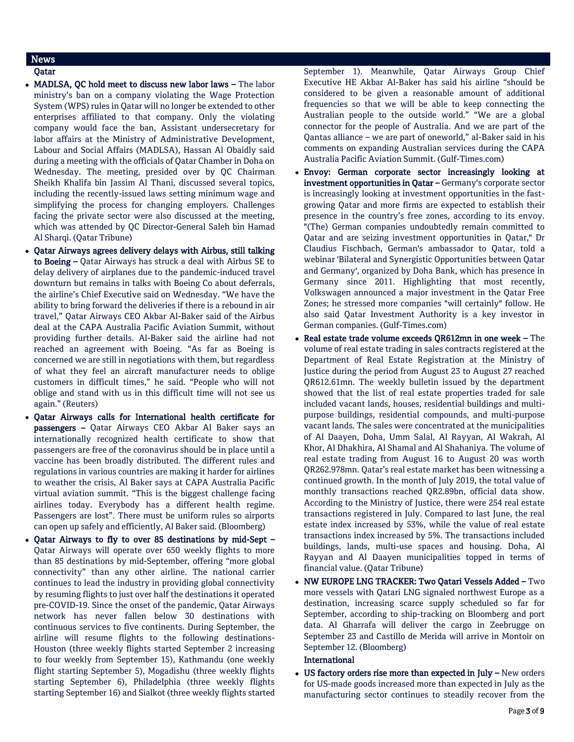## News

### Qatar

- **MADLSA, QC hold meet to discuss new labor laws –** The labor ministry's ban on a company violating the Wage Protection System (WPS) rules in Qatar will no longer be extended to other enterprises affiliated to that company. Only the violating company would face the ban, Assistant undersecretary for labor affairs at the Ministry of Administrative Development, Labour and Social Affairs (MADLSA), Hassan Al Obaidly said during a meeting with the officials of Qatar Chamber in Doha on Wednesday. The meeting, presided over by QC Chairman Sheikh Khalifa bin Jassim Al Thani, discussed several topics, including the recently-issued laws setting minimum wage and simplifying the process for changing employers. Challenges facing the private sector were also discussed at the meeting, which was attended by QC Director-General Saleh bin Hamad Al Sharqi. (Qatar Tribune)
- **Qatar Airways agrees delivery delays with Airbus, still talking to Boeing –** Qatar Airways has struck a deal with Airbus SE to delay delivery of airplanes due to the pandemic-induced travel downturn but remains in talks with Boeing Co about deferrals, the airline's Chief Executive said on Wednesday. "We have the ability to bring forward the deliveries if there is a rebound in air travel," Qatar Airways CEO Akbar Al-Baker said of the Airbus deal at the CAPA Australia Pacific Aviation Summit, without providing further details. Al-Baker said the airline had not reached an agreement with Boeing. "As far as Boeing is concerned we are still in negotiations with them, but regardless of what they feel an aircraft manufacturer needs to oblige customers in difficult times," he said. "People who will not oblige and stand with us in this difficult time will not see us again." (Reuters)
- **Qatar Airways calls for International health certificate for passengers –** Qatar Airways CEO Akbar Al Baker says an internationally recognized health certificate to show that passengers are free of the coronavirus should be in place until a vaccine has been broadly distributed. The different rules and regulations in various countries are making it harder for airlines to weather the crisis, Al Baker says at CAPA Australia Pacific virtual aviation summit. "This is the biggest challenge facing airlines today. Everybody has a different health regime. Passengers are lost". There must be uniform rules so airports can open up safely and efficiently, Al Baker said. (Bloomberg)
- **Qatar Airways to fly to over 85 destinations by mid-Sept –** Qatar Airways will operate over 650 weekly flights to more than 85 destinations by mid-September, offering "more global connectivity" than any other airline. The national carrier continues to lead the industry in providing global connectivity by resuming flights to just over half the destinations it operated pre-COVID-19. Since the onset of the pandemic, Qatar Airways network has never fallen below 30 destinations with continuous services to five continents. During September, the airline will resume flights to the following destinations- Houston (three weekly flights started September 2 increasing to four weekly from September 15), Kathmandu (one weekly flight starting September 5), Mogadishu (three weekly flights starting September 6), Philadelphia (three weekly flights starting September 16) and Sialkot (three weekly flights started September 1). Meanwhile, Qatar Airways Group Chief Executive HE Akbar Al-Baker has said his airline "should be considered to be given a reasonable amount of additional frequencies so that we will be able to keep connecting the Australian people to the outside world." "We are a global connector for the people of Australia. And we are part of the Qantas alliance – we are part of oneworld," al-Baker said in his comments on expanding Australian services during the CAPA Australia Pacific Aviation Summit. (Gulf-Times.com)
- **Envoy: German corporate sector increasingly looking at investment opportunities in Qatar –** Germany's corporate sector is increasingly looking at investment opportunities in the fast-growing Qatar and more firms are expected to establish their presence in the country's free zones, according to its envoy. "(The) German companies undoubtedly remain committed to Qatar and are seizing investment opportunities in Qatar," Dr Claudius Fischbach, German's ambassador to Qatar, told a webinar 'Bilateral and Synergistic Opportunities between Qatar and Germany', organized by Doha Bank, which has presence in Germany since 2011. Highlighting that most recently, Volkswagen announced a major investment in the Qatar Free Zones; he stressed more companies "will certainly" follow. He also said Qatar Investment Authority is a key investor in German companies. (Gulf-Times.com)
- **Real estate trade volume exceeds QR612mn in one week –** The volume of real estate trading in sales contracts registered at the Department of Real Estate Registration at the Ministry of Justice during the period from August 23 to August 27 reached QR612.61mn. The weekly bulletin issued by the department showed that the list of real estate properties traded for sale included vacant lands, houses, residential buildings and multi-purpose buildings, residential compounds, and multi-purpose vacant lands. The sales were concentrated at the municipalities of Al Daayen, Doha, Umm Salal, Al Rayyan, Al Wakrah, Al Khor, Al Dhakhira, Al Shamal and Al Shahaniya. The volume of real estate trading from August 16 to August 20 was worth QR262.978mn. Qatar's real estate market has been witnessing a continued growth. In the month of July 2019, the total value of monthly transactions reached QR2.89bn, official data show. According to the Ministry of Justice, there were 254 real estate transactions registered in July. Compared to last June, the real estate index increased by 53%, while the value of real estate transactions index increased by 5%. The transactions included buildings, lands, multi-use spaces and housing. Doha, Al Rayyan and Al Daayen municipalities topped in terms of financial value. (Qatar Tribune)
- **NW EUROPE LNG TRACKER: Two Qatari Vessels Added –** Two more vessels with Qatari LNG signaled northwest Europe as a destination, increasing scarce supply scheduled so far for September, according to ship-tracking on Bloomberg and port data. Al Gharrafa will deliver the cargo in Zeebrugge on September 23 and Castillo de Merida will arrive in Montoir on September 12. (Bloomberg)

### International

- **US factory orders rise more than expected in July –** New orders for US-made goods increased more than expected in July as the manufacturing sector continues to steadily recover from the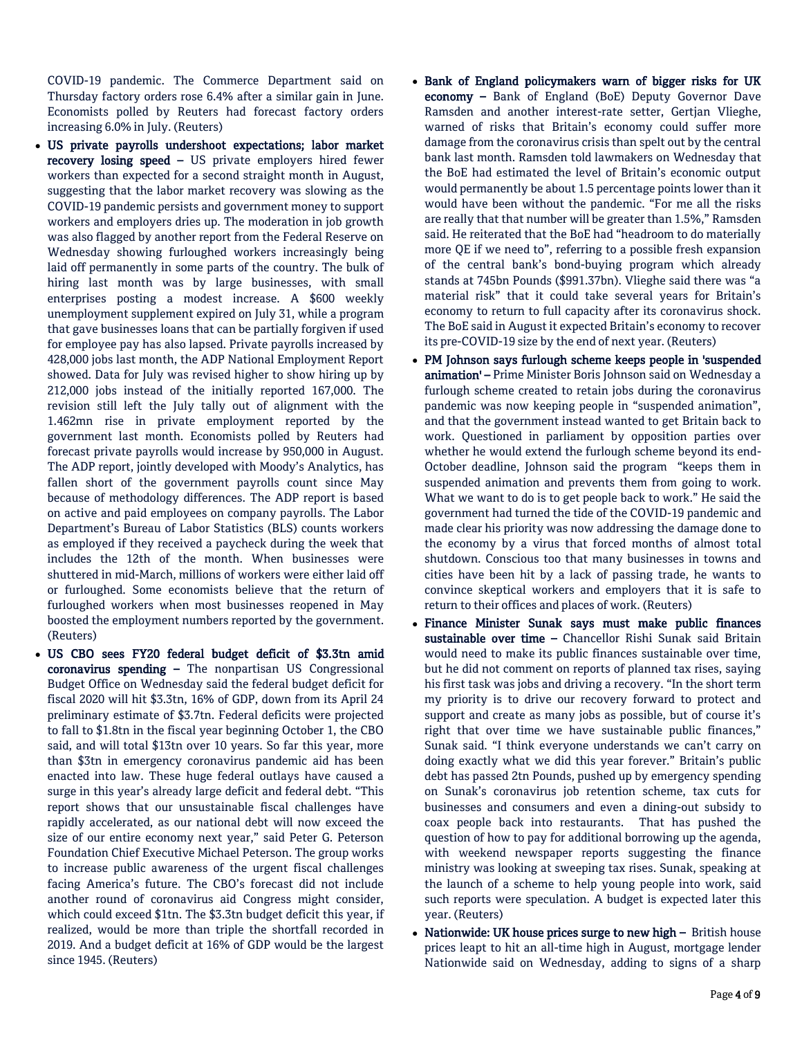COVID-19 pandemic. The Commerce Department said on Thursday factory orders rose 6.4% after a similar gain in June. Economists polled by Reuters had forecast factory orders increasing 6.0% in July. (Reuters)

- **US private payrolls undershoot expectations; labor market recovery losing speed –** US private employers hired fewer workers than expected for a second straight month in August, suggesting that the labor market recovery was slowing as the COVID-19 pandemic persists and government money to support workers and employers dries up. The moderation in job growth was also flagged by another report from the Federal Reserve on Wednesday showing furloughed workers increasingly being laid off permanently in some parts of the country. The bulk of hiring last month was by large businesses, with small enterprises posting a modest increase. A $600 weekly unemployment supplement expired on July 31, while a program that gave businesses loans that can be partially forgiven if used for employee pay has also lapsed. Private payrolls increased by 428,000 jobs last month, the ADP National Employment Report showed. Data for July was revised higher to show hiring up by 212,000 jobs instead of the initially reported 167,000. The revision still left the July tally out of alignment with the 1.462mn rise in private employment reported by the government last month. Economists polled by Reuters had forecast private payrolls would increase by 950,000 in August. The ADP report, jointly developed with Moody's Analytics, has fallen short of the government payrolls count since May because of methodology differences. The ADP report is based on active and paid employees on company payrolls. The Labor Department's Bureau of Labor Statistics (BLS) counts workers as employed if they received a paycheck during the week that includes the 12th of the month. When businesses were shuttered in mid-March, millions of workers were either laid off or furloughed. Some economists believe that the return of furloughed workers when most businesses reopened in May boosted the employment numbers reported by the government. (Reuters)
- **US CBO sees FY20 federal budget deficit of $3.3tn amid coronavirus spending –** The nonpartisan US Congressional Budget Office on Wednesday said the federal budget deficit for fiscal 2020 will hit $3.3tn, 16% of GDP, down from its April 24 preliminary estimate of $3.7tn. Federal deficits were projected to fall to $1.8tn in the fiscal year beginning October 1, the CBO said, and will total $13tn over 10 years. So far this year, more than $3tn in emergency coronavirus pandemic aid has been enacted into law. These huge federal outlays have caused a surge in this year's already large deficit and federal debt. "This report shows that our unsustainable fiscal challenges have rapidly accelerated, as our national debt will now exceed the size of our entire economy next year," said Peter G. Peterson Foundation Chief Executive Michael Peterson. The group works to increase public awareness of the urgent fiscal challenges facing America's future. The CBO's forecast did not include another round of coronavirus aid Congress might consider, which could exceed $1tn. The $3.3tn budget deficit this year, if realized, would be more than triple the shortfall recorded in 2019. And a budget deficit at 16% of GDP would be the largest since 1945. (Reuters)
- **Bank of England policymakers warn of bigger risks for UK economy –** Bank of England (BoE) Deputy Governor Dave Ramsden and another interest-rate setter, Gertjan Vlieghe, warned of risks that Britain's economy could suffer more damage from the coronavirus crisis than spelt out by the central bank last month. Ramsden told lawmakers on Wednesday that the BoE had estimated the level of Britain's economic output would permanently be about 1.5 percentage points lower than it would have been without the pandemic. "For me all the risks are really that that number will be greater than 1.5%," Ramsden said. He reiterated that the BoE had "headroom to do materially more QE if we need to", referring to a possible fresh expansion of the central bank's bond-buying program which already stands at 745bn Pounds ($991.37bn). Vlieghe said there was "a material risk" that it could take several years for Britain's economy to return to full capacity after its coronavirus shock. The BoE said in August it expected Britain's economy to recover its pre-COVID-19 size by the end of next year. (Reuters)
- **PM Johnson says furlough scheme keeps people in 'suspended animation' –** Prime Minister Boris Johnson said on Wednesday a furlough scheme created to retain jobs during the coronavirus pandemic was now keeping people in "suspended animation", and that the government instead wanted to get Britain back to work. Questioned in parliament by opposition parties over whether he would extend the furlough scheme beyond its end-October deadline, Johnson said the program "keeps them in suspended animation and prevents them from going to work. What we want to do is to get people back to work." He said the government had turned the tide of the COVID-19 pandemic and made clear his priority was now addressing the damage done to the economy by a virus that forced months of almost total shutdown. Conscious too that many businesses in towns and cities have been hit by a lack of passing trade, he wants to convince skeptical workers and employers that it is safe to return to their offices and places of work. (Reuters)
- **Finance Minister Sunak says must make public finances sustainable over time –** Chancellor Rishi Sunak said Britain would need to make its public finances sustainable over time, but he did not comment on reports of planned tax rises, saying his first task was jobs and driving a recovery. "In the short term my priority is to drive our recovery forward to protect and support and create as many jobs as possible, but of course it's right that over time we have sustainable public finances," Sunak said. "I think everyone understands we can't carry on doing exactly what we did this year forever." Britain's public debt has passed 2tn Pounds, pushed up by emergency spending on Sunak's coronavirus job retention scheme, tax cuts for businesses and consumers and even a dining-out subsidy to coax people back into restaurants. That has pushed the question of how to pay for additional borrowing up the agenda, with weekend newspaper reports suggesting the finance ministry was looking at sweeping tax rises. Sunak, speaking at the launch of a scheme to help young people into work, said such reports were speculation. A budget is expected later this year. (Reuters)
- **Nationwide: UK house prices surge to new high –** British house prices leapt to hit an all-time high in August, mortgage lender Nationwide said on Wednesday, adding to signs of a sharp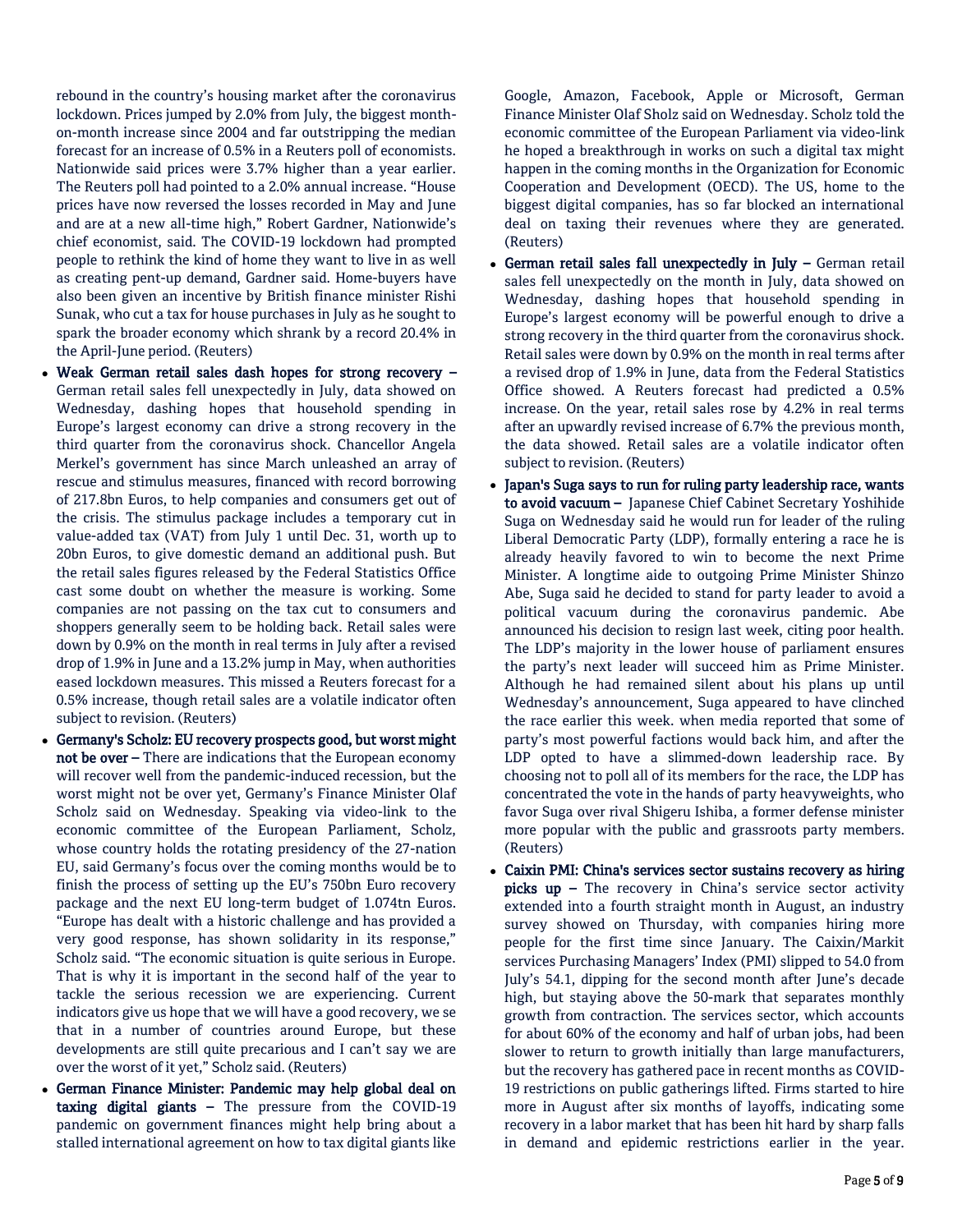rebound in the country's housing market after the coronavirus lockdown. Prices jumped by 2.0% from July, the biggest month-on-month increase since 2004 and far outstripping the median forecast for an increase of 0.5% in a Reuters poll of economists. Nationwide said prices were 3.7% higher than a year earlier. The Reuters poll had pointed to a 2.0% annual increase. "House prices have now reversed the losses recorded in May and June and are at a new all-time high," Robert Gardner, Nationwide's chief economist, said. The COVID-19 lockdown had prompted people to rethink the kind of home they want to live in as well as creating pent-up demand, Gardner said. Home-buyers have also been given an incentive by British finance minister Rishi Sunak, who cut a tax for house purchases in July as he sought to spark the broader economy which shrank by a record 20.4% in the April-June period. (Reuters)

- **Weak German retail sales dash hopes for strong recovery –** German retail sales fell unexpectedly in July, data showed on Wednesday, dashing hopes that household spending in Europe's largest economy can drive a strong recovery in the third quarter from the coronavirus shock. Chancellor Angela Merkel's government has since March unleashed an array of rescue and stimulus measures, financed with record borrowing of 217.8bn Euros, to help companies and consumers get out of the crisis. The stimulus package includes a temporary cut in value-added tax (VAT) from July 1 until Dec. 31, worth up to 20bn Euros, to give domestic demand an additional push. But the retail sales figures released by the Federal Statistics Office cast some doubt on whether the measure is working. Some companies are not passing on the tax cut to consumers and shoppers generally seem to be holding back. Retail sales were down by 0.9% on the month in real terms in July after a revised drop of 1.9% in June and a 13.2% jump in May, when authorities eased lockdown measures. This missed a Reuters forecast for a 0.5% increase, though retail sales are a volatile indicator often subject to revision. (Reuters)
- **Germany's Scholz: EU recovery prospects good, but worst might not be over –** There are indications that the European economy will recover well from the pandemic-induced recession, but the worst might not be over yet, Germany's Finance Minister Olaf Scholz said on Wednesday. Speaking via video-link to the economic committee of the European Parliament, Scholz, whose country holds the rotating presidency of the 27-nation EU, said Germany's focus over the coming months would be to finish the process of setting up the EU's 750bn Euro recovery package and the next EU long-term budget of 1.074tn Euros. "Europe has dealt with a historic challenge and has provided a very good response, has shown solidarity in its response," Scholz said. "The economic situation is quite serious in Europe. That is why it is important in the second half of the year to tackle the serious recession we are experiencing. Current indicators give us hope that we will have a good recovery, we se that in a number of countries around Europe, but these developments are still quite precarious and I can't say we are over the worst of it yet," Scholz said. (Reuters)
- **German Finance Minister: Pandemic may help global deal on taxing digital giants –** The pressure from the COVID-19 pandemic on government finances might help bring about a stalled international agreement on how to tax digital giants like Google, Amazon, Facebook, Apple or Microsoft, German Finance Minister Olaf Sholz said on Wednesday. Scholz told the economic committee of the European Parliament via video-link he hoped a breakthrough in works on such a digital tax might happen in the coming months in the Organization for Economic Cooperation and Development (OECD). The US, home to the biggest digital companies, has so far blocked an international deal on taxing their revenues where they are generated. (Reuters)
- **German retail sales fall unexpectedly in July –** German retail sales fell unexpectedly on the month in July, data showed on Wednesday, dashing hopes that household spending in Europe's largest economy will be powerful enough to drive a strong recovery in the third quarter from the coronavirus shock. Retail sales were down by 0.9% on the month in real terms after a revised drop of 1.9% in June, data from the Federal Statistics Office showed. A Reuters forecast had predicted a 0.5% increase. On the year, retail sales rose by 4.2% in real terms after an upwardly revised increase of 6.7% the previous month, the data showed. Retail sales are a volatile indicator often subject to revision. (Reuters)
- **Japan's Suga says to run for ruling party leadership race, wants to avoid vacuum –** Japanese Chief Cabinet Secretary Yoshihide Suga on Wednesday said he would run for leader of the ruling Liberal Democratic Party (LDP), formally entering a race he is already heavily favored to win to become the next Prime Minister. A longtime aide to outgoing Prime Minister Shinzo Abe, Suga said he decided to stand for party leader to avoid a political vacuum during the coronavirus pandemic. Abe announced his decision to resign last week, citing poor health. The LDP's majority in the lower house of parliament ensures the party's next leader will succeed him as Prime Minister. Although he had remained silent about his plans up until Wednesday's announcement, Suga appeared to have clinched the race earlier this week. when media reported that some of party's most powerful factions would back him, and after the LDP opted to have a slimmed-down leadership race. By choosing not to poll all of its members for the race, the LDP has concentrated the vote in the hands of party heavyweights, who favor Suga over rival Shigeru Ishiba, a former defense minister more popular with the public and grassroots party members. (Reuters)
- **Caixin PMI: China's services sector sustains recovery as hiring picks up –** The recovery in China's service sector activity extended into a fourth straight month in August, an industry survey showed on Thursday, with companies hiring more people for the first time since January. The Caixin/Markit services Purchasing Managers' Index (PMI) slipped to 54.0 from July's 54.1, dipping for the second month after June's decade high, but staying above the 50-mark that separates monthly growth from contraction. The services sector, which accounts for about 60% of the economy and half of urban jobs, had been slower to return to growth initially than large manufacturers, but the recovery has gathered pace in recent months as COVID-19 restrictions on public gatherings lifted. Firms started to hire more in August after six months of layoffs, indicating some recovery in a labor market that has been hit hard by sharp falls in demand and epidemic restrictions earlier in the year.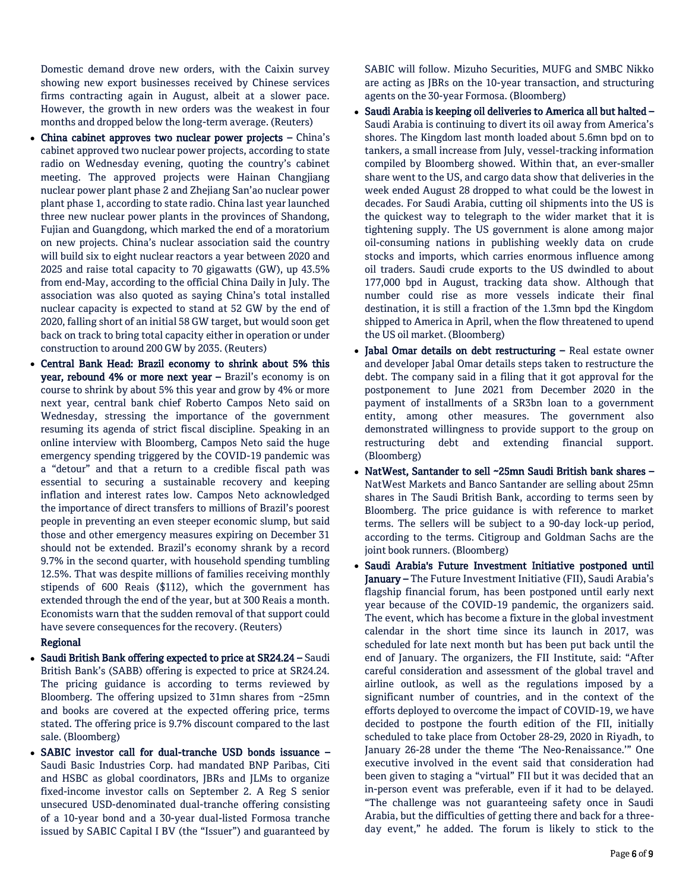Domestic demand drove new orders, with the Caixin survey showing new export businesses received by Chinese services firms contracting again in August, albeit at a slower pace. However, the growth in new orders was the weakest in four months and dropped below the long-term average. (Reuters)

- **China cabinet approves two nuclear power projects –** China's cabinet approved two nuclear power projects, according to state radio on Wednesday evening, quoting the country's cabinet meeting. The approved projects were Hainan Changjiang nuclear power plant phase 2 and Zhejiang San'ao nuclear power plant phase 1, according to state radio. China last year launched three new nuclear power plants in the provinces of Shandong, Fujian and Guangdong, which marked the end of a moratorium on new projects. China's nuclear association said the country will build six to eight nuclear reactors a year between 2020 and 2025 and raise total capacity to 70 gigawatts (GW), up 43.5% from end-May, according to the official China Daily in July. The association was also quoted as saying China's total installed nuclear capacity is expected to stand at 52 GW by the end of 2020, falling short of an initial 58 GW target, but would soon get back on track to bring total capacity either in operation or under construction to around 200 GW by 2035. (Reuters)
- **Central Bank Head: Brazil economy to shrink about 5% this year, rebound 4% or more next year –** Brazil's economy is on course to shrink by about 5% this year and grow by 4% or more next year, central bank chief Roberto Campos Neto said on Wednesday, stressing the importance of the government resuming its agenda of strict fiscal discipline. Speaking in an online interview with Bloomberg, Campos Neto said the huge emergency spending triggered by the COVID-19 pandemic was a "detour" and that a return to a credible fiscal path was essential to securing a sustainable recovery and keeping inflation and interest rates low. Campos Neto acknowledged the importance of direct transfers to millions of Brazil's poorest people in preventing an even steeper economic slump, but said those and other emergency measures expiring on December 31 should not be extended. Brazil's economy shrank by a record 9.7% in the second quarter, with household spending tumbling 12.5%. That was despite millions of families receiving monthly stipends of 600 Reais ($112), which the government has extended through the end of the year, but at 300 Reais a month. Economists warn that the sudden removal of that support could have severe consequences for the recovery. (Reuters)

**Regional**

- **Saudi British Bank offering expected to price at SR24.24 –** Saudi British Bank's (SABB) offering is expected to price at SR24.24. The pricing guidance is according to terms reviewed by Bloomberg. The offering upsized to 31mn shares from ~25mn and books are covered at the expected offering price, terms stated. The offering price is 9.7% discount compared to the last sale. (Bloomberg)
- **SABIC investor call for dual-tranche USD bonds issuance –** Saudi Basic Industries Corp. had mandated BNP Paribas, Citi and HSBC as global coordinators, JBRs and JLMs to organize fixed-income investor calls on September 2. A Reg S senior unsecured USD-denominated dual-tranche offering consisting of a 10-year bond and a 30-year dual-listed Formosa tranche issued by SABIC Capital I BV (the "Issuer") and guaranteed by SABIC will follow. Mizuho Securities, MUFG and SMBC Nikko are acting as JBRs on the 10-year transaction, and structuring agents on the 30-year Formosa. (Bloomberg)
- **Saudi Arabia is keeping oil deliveries to America all but halted –** Saudi Arabia is continuing to divert its oil away from America's shores. The Kingdom last month loaded about 5.6mn bpd on to tankers, a small increase from July, vessel-tracking information compiled by Bloomberg showed. Within that, an ever-smaller share went to the US, and cargo data show that deliveries in the week ended August 28 dropped to what could be the lowest in decades. For Saudi Arabia, cutting oil shipments into the US is the quickest way to telegraph to the wider market that it is tightening supply. The US government is alone among major oil-consuming nations in publishing weekly data on crude stocks and imports, which carries enormous influence among oil traders. Saudi crude exports to the US dwindled to about 177,000 bpd in August, tracking data show. Although that number could rise as more vessels indicate their final destination, it is still a fraction of the 1.3mn bpd the Kingdom shipped to America in April, when the flow threatened to upend the US oil market. (Bloomberg)
- **Jabal Omar details on debt restructuring –** Real estate owner and developer Jabal Omar details steps taken to restructure the debt. The company said in a filing that it got approval for the postponement to June 2021 from December 2020 in the payment of installments of a SR3bn loan to a government entity, among other measures. The government also demonstrated willingness to provide support to the group on restructuring debt and extending financial support. (Bloomberg)
- **NatWest, Santander to sell ~25mn Saudi British bank shares –** NatWest Markets and Banco Santander are selling about 25mn shares in The Saudi British Bank, according to terms seen by Bloomberg. The price guidance is with reference to market terms. The sellers will be subject to a 90-day lock-up period, according to the terms. Citigroup and Goldman Sachs are the joint book runners. (Bloomberg)
- **Saudi Arabia's Future Investment Initiative postponed until January –** The Future Investment Initiative (FII), Saudi Arabia's flagship financial forum, has been postponed until early next year because of the COVID-19 pandemic, the organizers said. The event, which has become a fixture in the global investment calendar in the short time since its launch in 2017, was scheduled for late next month but has been put back until the end of January. The organizers, the FII Institute, said: "After careful consideration and assessment of the global travel and airline outlook, as well as the regulations imposed by a significant number of countries, and in the context of the efforts deployed to overcome the impact of COVID-19, we have decided to postpone the fourth edition of the FII, initially scheduled to take place from October 28-29, 2020 in Riyadh, to January 26-28 under the theme 'The Neo-Renaissance.'" One executive involved in the event said that consideration had been given to staging a "virtual" FII but it was decided that an in-person event was preferable, even if it had to be delayed. "The challenge was not guaranteeing safety once in Saudi Arabia, but the difficulties of getting there and back for a three-day event," he added. The forum is likely to stick to the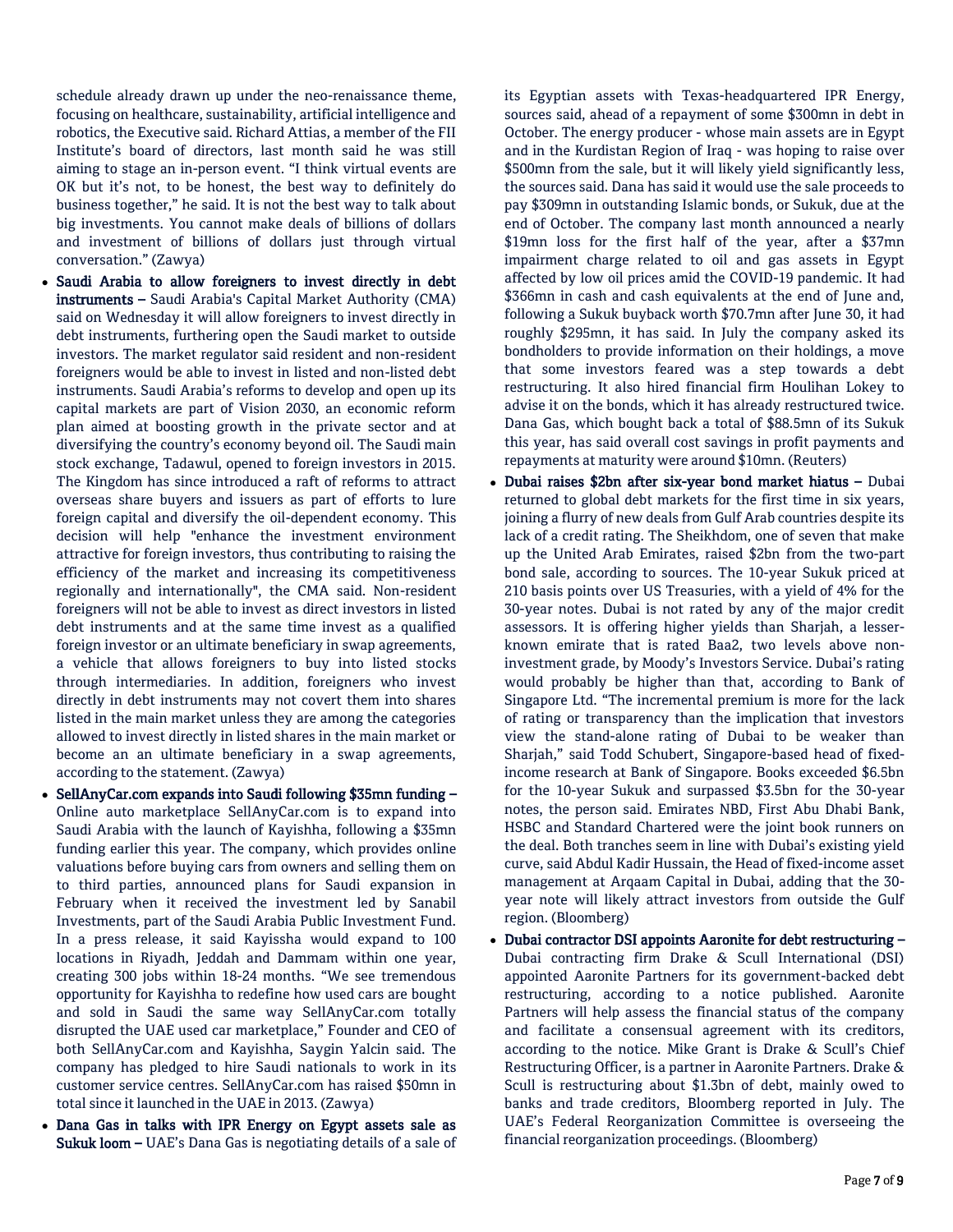schedule already drawn up under the neo-renaissance theme, focusing on healthcare, sustainability, artificial intelligence and robotics, the Executive said. Richard Attias, a member of the FII Institute's board of directors, last month said he was still aiming to stage an in-person event. "I think virtual events are OK but it's not, to be honest, the best way to definitely do business together," he said. It is not the best way to talk about big investments. You cannot make deals of billions of dollars and investment of billions of dollars just through virtual conversation." (Zawya)

- **Saudi Arabia to allow foreigners to invest directly in debt instruments –** Saudi Arabia's Capital Market Authority (CMA) said on Wednesday it will allow foreigners to invest directly in debt instruments, furthering open the Saudi market to outside investors. The market regulator said resident and non-resident foreigners would be able to invest in listed and non-listed debt instruments. Saudi Arabia's reforms to develop and open up its capital markets are part of Vision 2030, an economic reform plan aimed at boosting growth in the private sector and at diversifying the country's economy beyond oil. The Saudi main stock exchange, Tadawul, opened to foreign investors in 2015. The Kingdom has since introduced a raft of reforms to attract overseas share buyers and issuers as part of efforts to lure foreign capital and diversify the oil-dependent economy. This decision will help "enhance the investment environment attractive for foreign investors, thus contributing to raising the efficiency of the market and increasing its competitiveness regionally and internationally", the CMA said. Non-resident foreigners will not be able to invest as direct investors in listed debt instruments and at the same time invest as a qualified foreign investor or an ultimate beneficiary in swap agreements, a vehicle that allows foreigners to buy into listed stocks through intermediaries. In addition, foreigners who invest directly in debt instruments may not covert them into shares listed in the main market unless they are among the categories allowed to invest directly in listed shares in the main market or become an an ultimate beneficiary in a swap agreements, according to the statement. (Zawya)
- **SellAnyCar.com expands into Saudi following $35mn funding –** Online auto marketplace SellAnyCar.com is to expand into Saudi Arabia with the launch of Kayishha, following a $35mn funding earlier this year. The company, which provides online valuations before buying cars from owners and selling them on to third parties, announced plans for Saudi expansion in February when it received the investment led by Sanabil Investments, part of the Saudi Arabia Public Investment Fund. In a press release, it said Kayissha would expand to 100 locations in Riyadh, Jeddah and Dammam within one year, creating 300 jobs within 18-24 months. "We see tremendous opportunity for Kayishha to redefine how used cars are bought and sold in Saudi the same way SellAnyCar.com totally disrupted the UAE used car marketplace," Founder and CEO of both SellAnyCar.com and Kayishha, Saygin Yalcin said. The company has pledged to hire Saudi nationals to work in its customer service centres. SellAnyCar.com has raised $50mn in total since it launched in the UAE in 2013. (Zawya)
- **Dana Gas in talks with IPR Energy on Egypt assets sale as Sukuk loom –** UAE's Dana Gas is negotiating details of a sale of its Egyptian assets with Texas-headquartered IPR Energy, sources said, ahead of a repayment of some $300mn in debt in October. The energy producer - whose main assets are in Egypt and in the Kurdistan Region of Iraq - was hoping to raise over $500mn from the sale, but it will likely yield significantly less, the sources said. Dana has said it would use the sale proceeds to pay $309mn in outstanding Islamic bonds, or Sukuk, due at the end of October. The company last month announced a nearly $19mn loss for the first half of the year, after a $37mn impairment charge related to oil and gas assets in Egypt affected by low oil prices amid the COVID-19 pandemic. It had $366mn in cash and cash equivalents at the end of June and, following a Sukuk buyback worth $70.7mn after June 30, it had roughly $295mn, it has said. In July the company asked its bondholders to provide information on their holdings, a move that some investors feared was a step towards a debt restructuring. It also hired financial firm Houlihan Lokey to advise it on the bonds, which it has already restructured twice. Dana Gas, which bought back a total of $88.5mn of its Sukuk this year, has said overall cost savings in profit payments and repayments at maturity were around $10mn. (Reuters)
- **Dubai raises $2bn after six-year bond market hiatus –** Dubai returned to global debt markets for the first time in six years, joining a flurry of new deals from Gulf Arab countries despite its lack of a credit rating. The Sheikhdom, one of seven that make up the United Arab Emirates, raised $2bn from the two-part bond sale, according to sources. The 10-year Sukuk priced at 210 basis points over US Treasuries, with a yield of 4% for the 30-year notes. Dubai is not rated by any of the major credit assessors. It is offering higher yields than Sharjah, a lesser-known emirate that is rated Baa2, two levels above non-investment grade, by Moody's Investors Service. Dubai's rating would probably be higher than that, according to Bank of Singapore Ltd. "The incremental premium is more for the lack of rating or transparency than the implication that investors view the stand-alone rating of Dubai to be weaker than Sharjah," said Todd Schubert, Singapore-based head of fixed-income research at Bank of Singapore. Books exceeded $6.5bn for the 10-year Sukuk and surpassed $3.5bn for the 30-year notes, the person said. Emirates NBD, First Abu Dhabi Bank, HSBC and Standard Chartered were the joint book runners on the deal. Both tranches seem in line with Dubai's existing yield curve, said Abdul Kadir Hussain, the Head of fixed-income asset management at Arqaam Capital in Dubai, adding that the 30-year note will likely attract investors from outside the Gulf region. (Bloomberg)
- **Dubai contractor DSI appoints Aaronite for debt restructuring –** Dubai contracting firm Drake & Scull International (DSI) appointed Aaronite Partners for its government-backed debt restructuring, according to a notice published. Aaronite Partners will help assess the financial status of the company and facilitate a consensual agreement with its creditors, according to the notice. Mike Grant is Drake & Scull's Chief Restructuring Officer, is a partner in Aaronite Partners. Drake & Scull is restructuring about $1.3bn of debt, mainly owed to banks and trade creditors, Bloomberg reported in July. The UAE's Federal Reorganization Committee is overseeing the financial reorganization proceedings. (Bloomberg)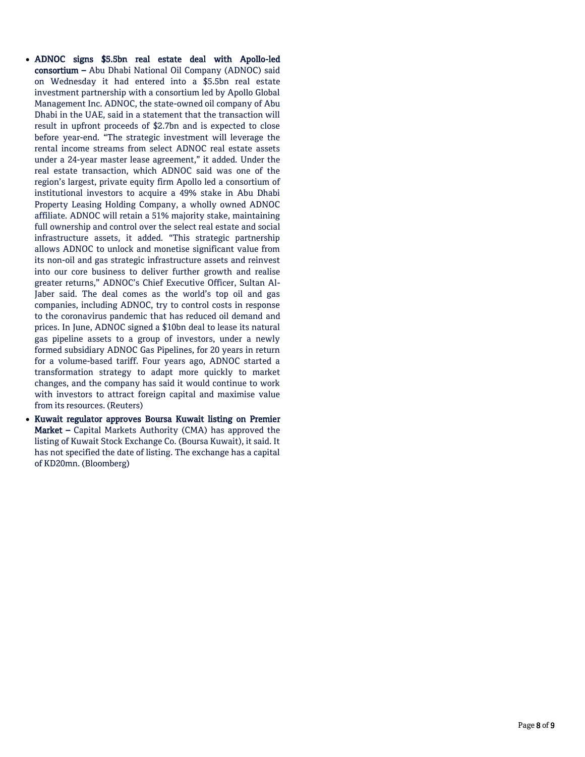- **ADNOC signs $5.5bn real estate deal with Apollo-led consortium –** Abu Dhabi National Oil Company (ADNOC) said on Wednesday it had entered into a $5.5bn real estate investment partnership with a consortium led by Apollo Global Management Inc. ADNOC, the state-owned oil company of Abu Dhabi in the UAE, said in a statement that the transaction will result in upfront proceeds of $2.7bn and is expected to close before year-end. "The strategic investment will leverage the rental income streams from select ADNOC real estate assets under a 24-year master lease agreement," it added. Under the real estate transaction, which ADNOC said was one of the region's largest, private equity firm Apollo led a consortium of institutional investors to acquire a 49% stake in Abu Dhabi Property Leasing Holding Company, a wholly owned ADNOC affiliate. ADNOC will retain a 51% majority stake, maintaining full ownership and control over the select real estate and social infrastructure assets, it added. "This strategic partnership allows ADNOC to unlock and monetise significant value from its non-oil and gas strategic infrastructure assets and reinvest into our core business to deliver further growth and realise greater returns," ADNOC's Chief Executive Officer, Sultan Al-Jaber said. The deal comes as the world's top oil and gas companies, including ADNOC, try to control costs in response to the coronavirus pandemic that has reduced oil demand and prices. In June, ADNOC signed a $10bn deal to lease its natural gas pipeline assets to a group of investors, under a newly formed subsidiary ADNOC Gas Pipelines, for 20 years in return for a volume-based tariff. Four years ago, ADNOC started a transformation strategy to adapt more quickly to market changes, and the company has said it would continue to work with investors to attract foreign capital and maximise value from its resources. (Reuters)
- **Kuwait regulator approves Boursa Kuwait listing on Premier Market –** Capital Markets Authority (CMA) has approved the listing of Kuwait Stock Exchange Co. (Boursa Kuwait), it said. It has not specified the date of listing. The exchange has a capital of KD20mn. (Bloomberg)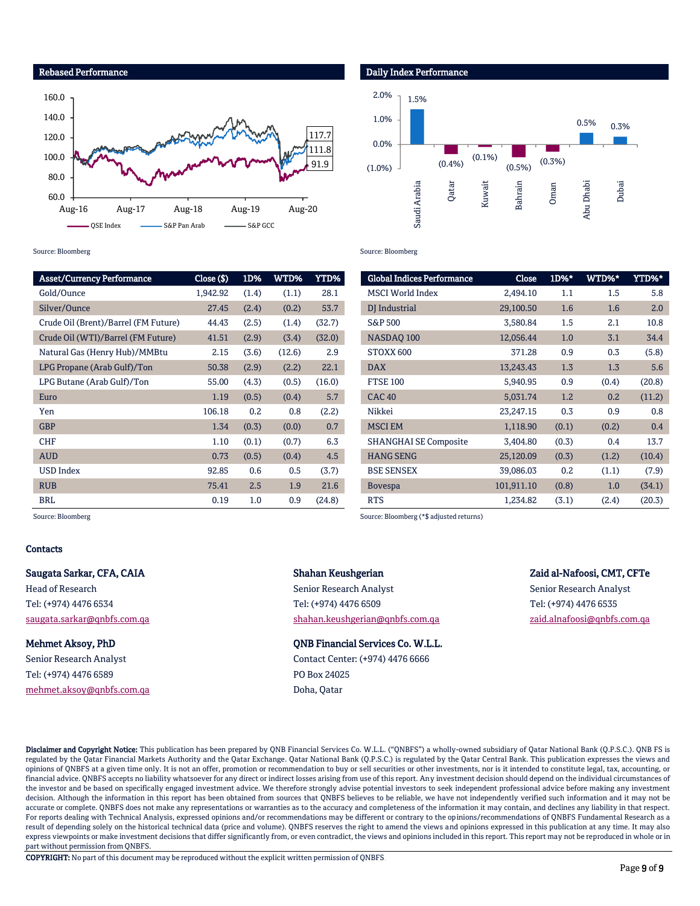**Rebased Performance**

160.0
140.0
120.0
100.0
80.0
60.0
Aug-16
Aug-17
Aug-18
Aug-19
Aug-20
117.7
111.8
91.9
QSE Index
S&P Pan Arab
S&P GCC

Source: Bloomberg

**Daily Index Performance**

2.0%
1.0%
0.0%
(1.0%)
1.5%
(0.4%)
(0.1%)
(0.5%)
(0.3%)
0.5%
0.3%
Saudi Arabia
Qatar
Kuwait
Bahrain
Oman
Abu Dhabi
Dubai

Source: Bloomberg

| Asset/Currency Performance | Close ($) | 1D% | WTD% | YTD% |
|---|---|---|---|---|
| Gold/Ounce | 1,942.92 | (1.4) | (1.1) | 28.1 |
| Silver/Ounce | 27.45 | (2.4) | (0.2) | 53.7 |
| Crude Oil (Brent)/Barrel (FM Future) | 44.43 | (2.5) | (1.4) | (32.7) |
| Crude Oil (WTI)/Barrel (FM Future) | 41.51 | (2.9) | (3.4) | (32.0) |
| Natural Gas (Henry Hub)/MMBtu | 2.15 | (3.6) | (12.6) | 2.9 |
| LPG Propane (Arab Gulf)/Ton | 50.38 | (2.9) | (2.2) | 22.1 |
| LPG Butane (Arab Gulf)/Ton | 55.00 | (4.3) | (0.5) | (16.0) |
| Euro | 1.19 | (0.5) | (0.4) | 5.7 |
| Yen | 106.18 | 0.2 | 0.8 | (2.2) |
| GBP | 1.34 | (0.3) | (0.0) | 0.7 |
| CHF | 1.10 | (0.1) | (0.7) | 6.3 |
| AUD | 0.73 | (0.5) | (0.4) | 4.5 |
| USD Index | 92.85 | 0.6 | 0.5 | (3.7) |
| RUB | 75.41 | 2.5 | 1.9 | 21.6 |
| BRL | 0.19 | 1.0 | 0.9 | (24.8) |

Source: Bloomberg

| Global Indices Performance | Close | 1D%* | WTD%* | YTD%* |
|---|---|---|---|---|
| MSCI World Index | 2,494.10 | 1.1 | 1.5 | 5.8 |
| DJ Industrial | 29,100.50 | 1.6 | 1.6 | 2.0 |
| S&P 500 | 3,580.84 | 1.5 | 2.1 | 10.8 |
| NASDAQ 100 | 12,056.44 | 1.0 | 3.1 | 34.4 |
| STOXX 600 | 371.28 | 0.9 | 0.3 | (5.8) |
| DAX | 13,243.43 | 1.3 | 1.3 | 5.6 |
| FTSE 100 | 5,940.95 | 0.9 | (0.4) | (20.8) |
| CAC 40 | 5,031.74 | 1.2 | 0.2 | (11.2) |
| Nikkei | 23,247.15 | 0.3 | 0.9 | 0.8 |
| MSCI EM | 1,118.90 | (0.1) | (0.2) | 0.4 |
| SHANGHAI SE Composite | 3,404.80 | (0.3) | 0.4 | 13.7 |
| HANG SENG | 25,120.09 | (0.3) | (1.2) | (10.4) |
| BSE SENSEX | 39,086.03 | 0.2 | (1.1) | (7.9) |
| Bovespa | 101,911.10 | (0.8) | 1.0 | (34.1) |
| RTS | 1,234.82 | (3.1) | (2.4) | (20.3) |

Source: Bloomberg (*$ adjusted returns)

## Contacts

**Saugata Sarkar, CFA, CAIA**
Head of Research
Tel: (+974) 4476 6534
saugata.sarkar@qnbfs.com.qa

**Shahan Keushgerian**
Senior Research Analyst
Tel: (+974) 4476 6509
shahan.keushgerian@qnbfs.com.qa

**Zaid al-Nafoosi, CMT, CFTe**
Senior Research Analyst
Tel: (+974) 4476 6535
zaid.alnafoosi@qnbfs.com.qa

**Mehmet Aksoy, PhD**
Senior Research Analyst
Tel: (+974) 4476 6589
mehmet.aksoy@qnbfs.com.qa

**QNB Financial Services Co. W.L.L.**
Contact Center: (+974) 4476 6666
PO Box 24025
Doha, Qatar

**Disclaimer and Copyright Notice:** This publication has been prepared by QNB Financial Services Co. W.L.L. ("QNBFS") a wholly-owned subsidiary of Qatar National Bank (Q.P.S.C.). QNB FS is regulated by the Qatar Financial Markets Authority and the Qatar Exchange. Qatar National Bank (Q.P.S.C.) is regulated by the Qatar Central Bank. This publication expresses the views and opinions of QNBFS at a given time only. It is not an offer, promotion or recommendation to buy or sell securities or other investments, nor is it intended to constitute legal, tax, accounting, or financial advice. QNBFS accepts no liability whatsoever for any direct or indirect losses arising from use of this report. Any investment decision should depend on the individual circumstances of the investor and be based on specifically engaged investment advice. We therefore strongly advise potential investors to seek independent professional advice before making any investment decision. Although the information in this report has been obtained from sources that QNBFS believes to be reliable, we have not independently verified such information and it may not be accurate or complete. QNBFS does not make any representations or warranties as to the accuracy and completeness of the information it may contain, and declines any liability in that respect. For reports dealing with Technical Analysis, expressed opinions and/or recommendations may be different or contrary to the opinions/recommendations of QNBFS Fundamental Research as a result of depending solely on the historical technical data (price and volume). QNBFS reserves the right to amend the views and opinions expressed in this publication at any time. It may also express viewpoints or make investment decisions that differ significantly from, or even contradict, the views and opinions included in this report. This report may not be reproduced in whole or in part without permission from QNBFS.

**COPYRIGHT:** No part of this document may be reproduced without the explicit written permission of QNBFS